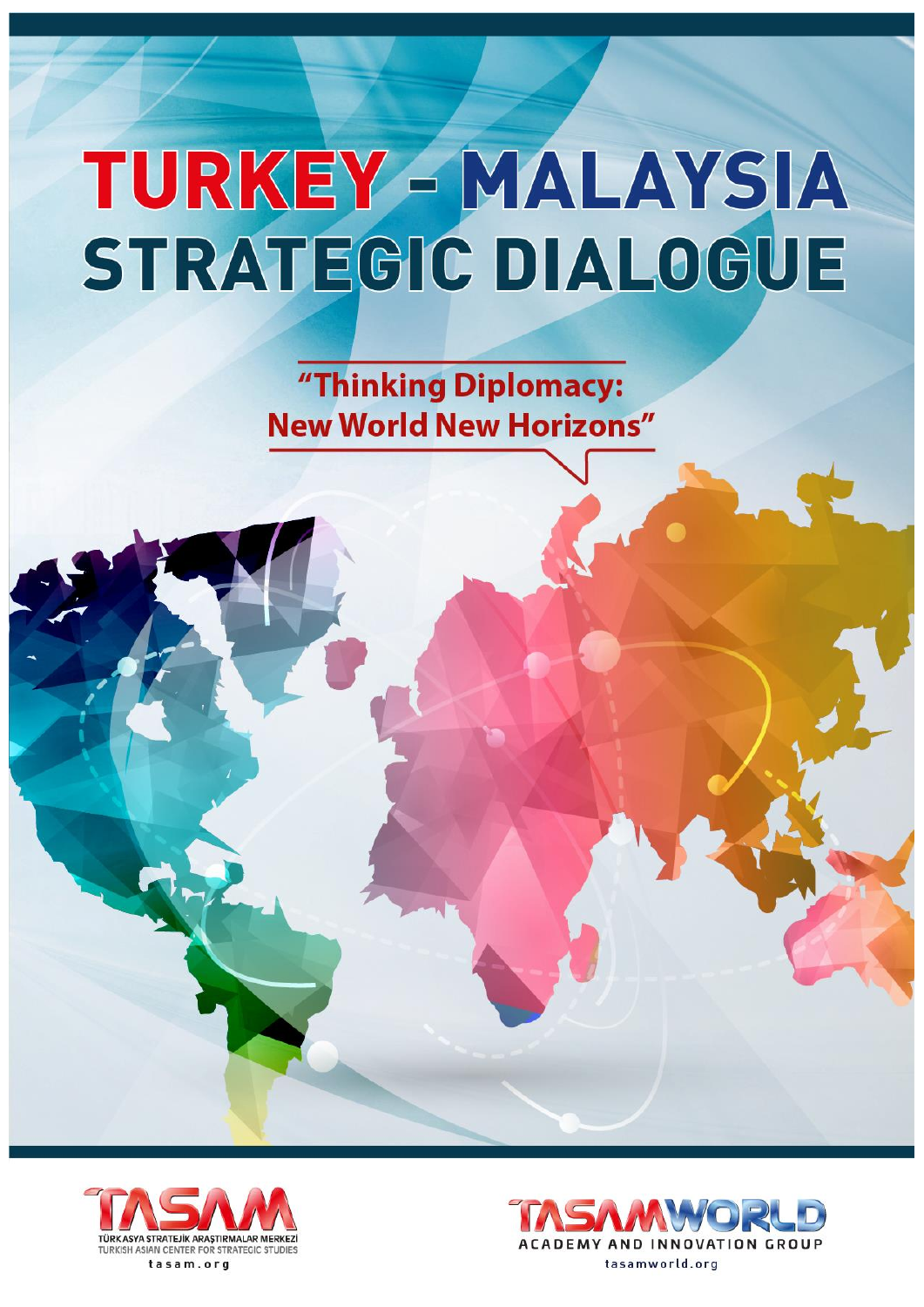# TURKEY - MALAYSIA STRATEGIC DIALOGUE

## "Thinking Diplomacy: New World New Horizons"

TASAM
TÜRK ASYA STRATEJİK ARAŞTIRMALAR MERKEZİ
TURKISH ASIAN CENTER FOR STRATEGIC STUDIES
tasam.org

TASAMWORLD
ACADEMY AND INNOVATION GROUP
tasamworld.org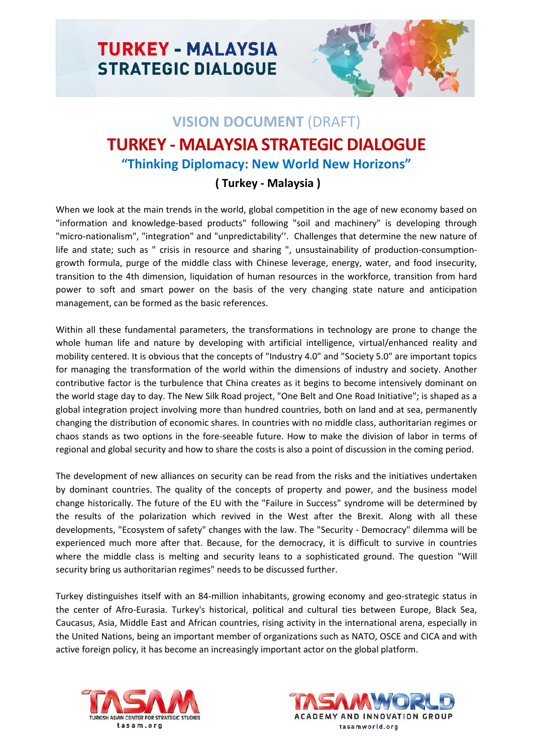# TURKEY - MALAYSIA STRATEGIC DIALOGUE

## VISION DOCUMENT (DRAFT)

## TURKEY - MALAYSIA STRATEGIC DIALOGUE

### "Thinking Diplomacy: New World New Horizons"

**( Turkey - Malaysia )**

When we look at the main trends in the world, global competition in the age of new economy based on "information and knowledge-based products" following "soil and machinery" is developing through "micro-nationalism", "integration" and "unpredictability''. Challenges that determine the new nature of life and state; such as " crisis in resource and sharing ", unsustainability of production-consumption-growth formula, purge of the middle class with Chinese leverage, energy, water, and food insecurity, transition to the 4th dimension, liquidation of human resources in the workforce, transition from hard power to soft and smart power on the basis of the very changing state nature and anticipation management, can be formed as the basic references.

Within all these fundamental parameters, the transformations in technology are prone to change the whole human life and nature by developing with artificial intelligence, virtual/enhanced reality and mobility centered. It is obvious that the concepts of "Industry 4.0" and "Society 5.0" are important topics for managing the transformation of the world within the dimensions of industry and society. Another contributive factor is the turbulence that China creates as it begins to become intensively dominant on the world stage day to day. The New Silk Road project, "One Belt and One Road Initiative"; is shaped as a global integration project involving more than hundred countries, both on land and at sea, permanently changing the distribution of economic shares. In countries with no middle class, authoritarian regimes or chaos stands as two options in the fore-seeable future. How to make the division of labor in terms of regional and global security and how to share the costs is also a point of discussion in the coming period.

The development of new alliances on security can be read from the risks and the initiatives undertaken by dominant countries. The quality of the concepts of property and power, and the business model change historically. The future of the EU with the "Failure in Success" syndrome will be determined by the results of the polarization which revived in the West after the Brexit. Along with all these developments, "Ecosystem of safety" changes with the law. The "Security - Democracy" dilemma will be experienced much more after that. Because, for the democracy, it is difficult to survive in countries where the middle class is melting and security leans to a sophisticated ground. The question "Will security bring us authoritarian regimes" needs to be discussed further.

Turkey distinguishes itself with an 84-million inhabitants, growing economy and geo-strategic status in the center of Afro-Eurasia. Turkey's historical, political and cultural ties between Europe, Black Sea, Caucasus, Asia, Middle East and African countries, rising activity in the international arena, especially in the United Nations, being an important member of organizations such as NATO, OSCE and CICA and with active foreign policy, it has become an increasingly important actor on the global platform.

TASAM — TURKISH ASIAN CENTER FOR STRATEGIC STUDIES — tasam.org

TASAMWORLD — ACADEMY AND INNOVATION GROUP — tasamworld.org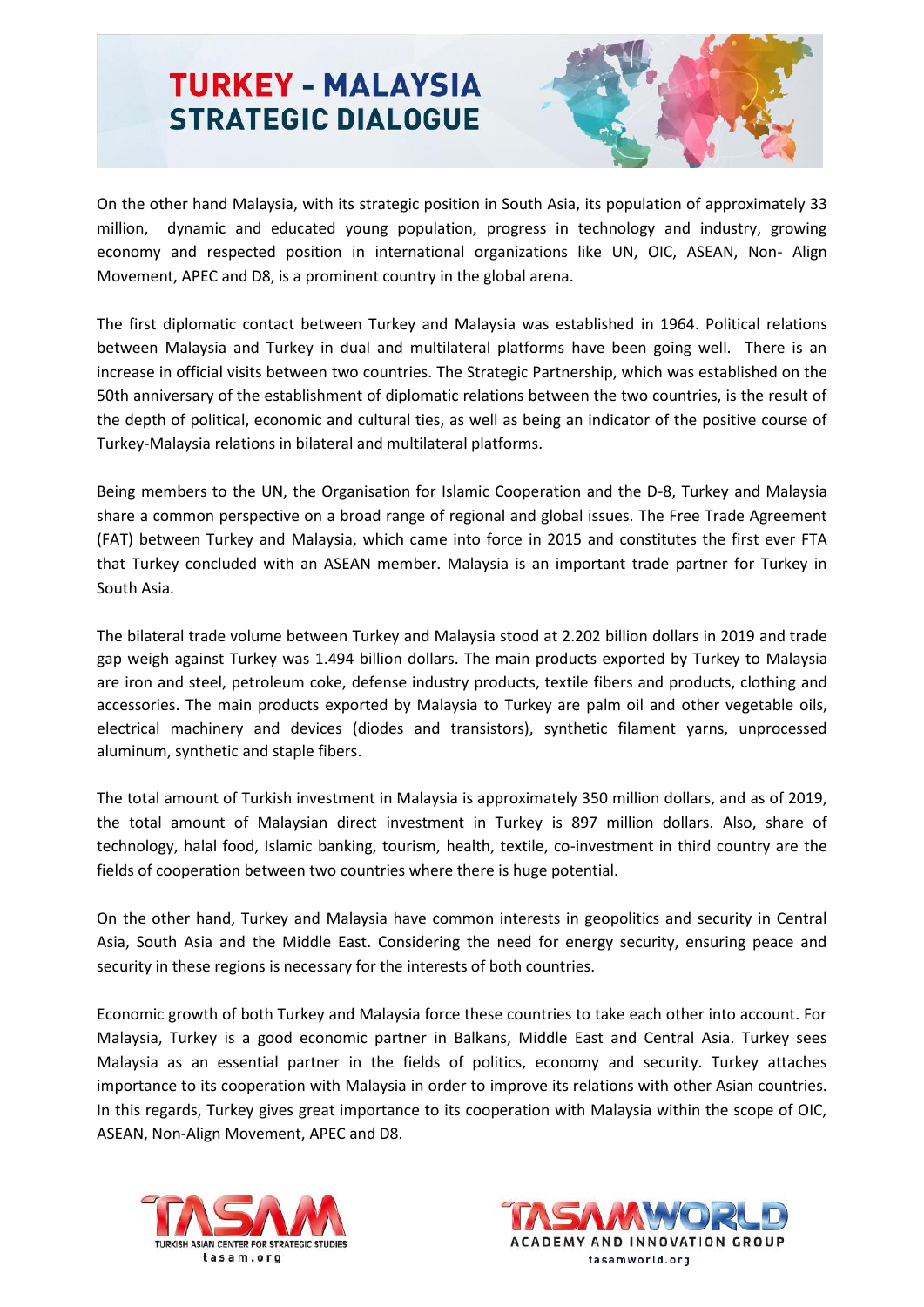On the other hand Malaysia, with its strategic position in South Asia, its population of approximately 33 million, dynamic and educated young population, progress in technology and industry, growing economy and respected position in international organizations like UN, OIC, ASEAN, Non- Align Movement, APEC and D8, is a prominent country in the global arena.

The first diplomatic contact between Turkey and Malaysia was established in 1964. Political relations between Malaysia and Turkey in dual and multilateral platforms have been going well. There is an increase in official visits between two countries. The Strategic Partnership, which was established on the 50th anniversary of the establishment of diplomatic relations between the two countries, is the result of the depth of political, economic and cultural ties, as well as being an indicator of the positive course of Turkey-Malaysia relations in bilateral and multilateral platforms.

Being members to the UN, the Organisation for Islamic Cooperation and the D-8, Turkey and Malaysia share a common perspective on a broad range of regional and global issues. The Free Trade Agreement (FAT) between Turkey and Malaysia, which came into force in 2015 and constitutes the first ever FTA that Turkey concluded with an ASEAN member. Malaysia is an important trade partner for Turkey in South Asia.

The bilateral trade volume between Turkey and Malaysia stood at 2.202 billion dollars in 2019 and trade gap weigh against Turkey was 1.494 billion dollars. The main products exported by Turkey to Malaysia are iron and steel, petroleum coke, defense industry products, textile fibers and products, clothing and accessories. The main products exported by Malaysia to Turkey are palm oil and other vegetable oils, electrical machinery and devices (diodes and transistors), synthetic filament yarns, unprocessed aluminum, synthetic and staple fibers.

The total amount of Turkish investment in Malaysia is approximately 350 million dollars, and as of 2019, the total amount of Malaysian direct investment in Turkey is 897 million dollars. Also, share of technology, halal food, Islamic banking, tourism, health, textile, co-investment in third country are the fields of cooperation between two countries where there is huge potential.

On the other hand, Turkey and Malaysia have common interests in geopolitics and security in Central Asia, South Asia and the Middle East. Considering the need for energy security, ensuring peace and security in these regions is necessary for the interests of both countries.

Economic growth of both Turkey and Malaysia force these countries to take each other into account. For Malaysia, Turkey is a good economic partner in Balkans, Middle East and Central Asia. Turkey sees Malaysia as an essential partner in the fields of politics, economy and security. Turkey attaches importance to its cooperation with Malaysia in order to improve its relations with other Asian countries. In this regards, Turkey gives great importance to its cooperation with Malaysia within the scope of OIC, ASEAN, Non-Align Movement, APEC and D8.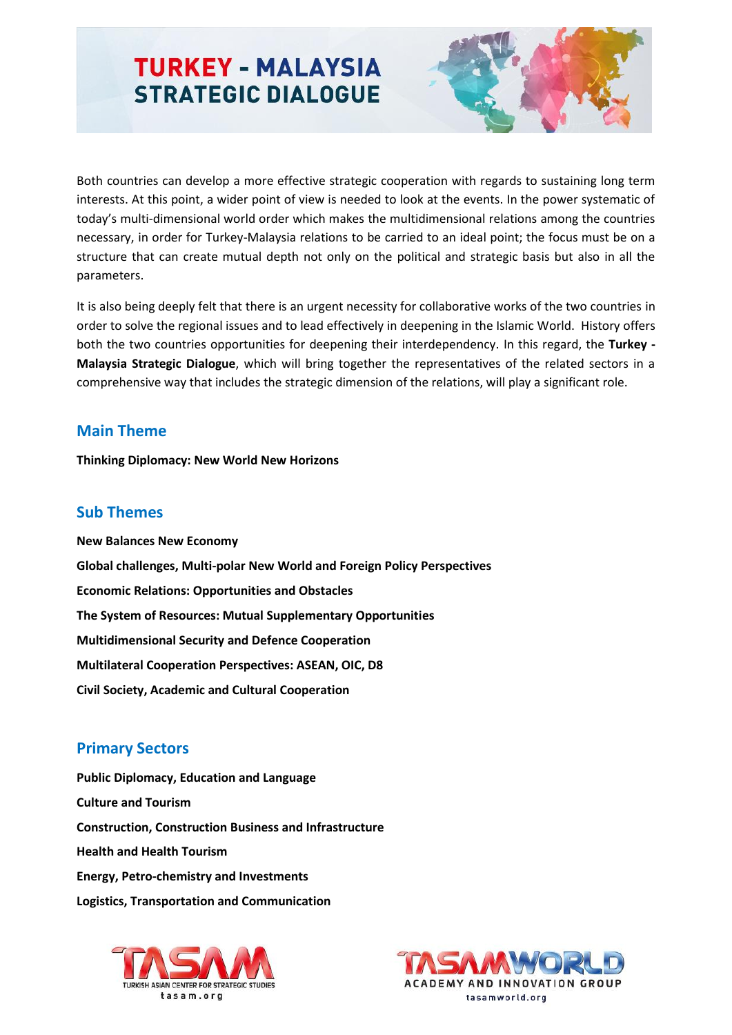Both countries can develop a more effective strategic cooperation with regards to sustaining long term interests. At this point, a wider point of view is needed to look at the events. In the power systematic of today's multi-dimensional world order which makes the multidimensional relations among the countries necessary, in order for Turkey-Malaysia relations to be carried to an ideal point; the focus must be on a structure that can create mutual depth not only on the political and strategic basis but also in all the parameters.

It is also being deeply felt that there is an urgent necessity for collaborative works of the two countries in order to solve the regional issues and to lead effectively in deepening in the Islamic World. History offers both the two countries opportunities for deepening their interdependency. In this regard, the **Turkey - Malaysia Strategic Dialogue**, which will bring together the representatives of the related sectors in a comprehensive way that includes the strategic dimension of the relations, will play a significant role.

## Main Theme

**Thinking Diplomacy: New World New Horizons**

## Sub Themes

**New Balances New Economy**

**Global challenges, Multi-polar New World and Foreign Policy Perspectives**

**Economic Relations: Opportunities and Obstacles**

**The System of Resources: Mutual Supplementary Opportunities**

**Multidimensional Security and Defence Cooperation**

**Multilateral Cooperation Perspectives: ASEAN, OIC, D8**

**Civil Society, Academic and Cultural Cooperation**

## Primary Sectors

**Public Diplomacy, Education and Language**

**Culture and Tourism**

**Construction, Construction Business and Infrastructure**

**Health and Health Tourism**

**Energy, Petro-chemistry and Investments**

**Logistics, Transportation and Communication**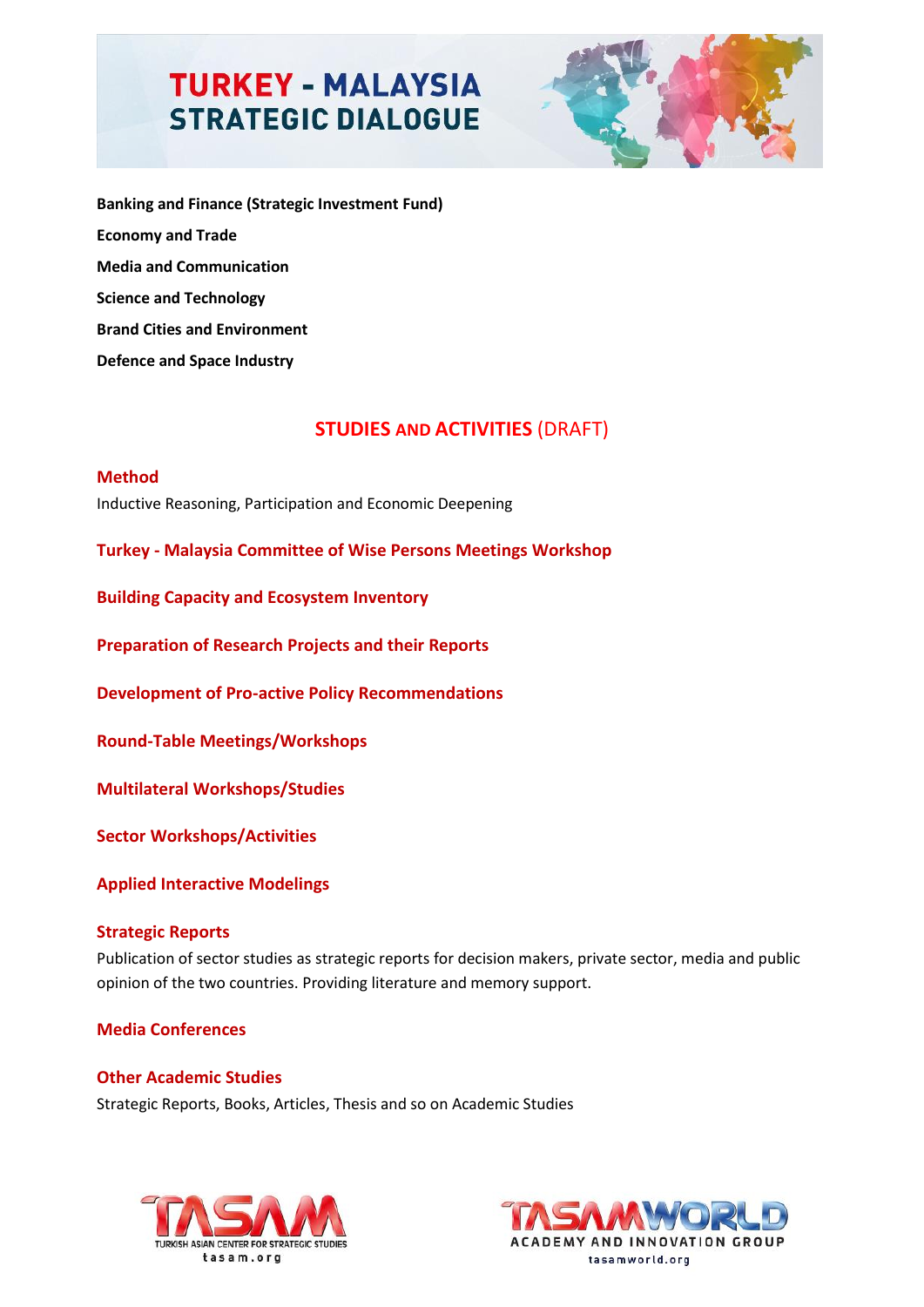**Banking and Finance (Strategic Investment Fund)**

**Economy and Trade**

**Media and Communication**

**Science and Technology**

**Brand Cities and Environment**

**Defence and Space Industry**

## STUDIES AND ACTIVITIES (DRAFT)

### Method

Inductive Reasoning, Participation and Economic Deepening

### Turkey - Malaysia Committee of Wise Persons Meetings Workshop

### Building Capacity and Ecosystem Inventory

### Preparation of Research Projects and their Reports

### Development of Pro-active Policy Recommendations

### Round-Table Meetings/Workshops

### Multilateral Workshops/Studies

### Sector Workshops/Activities

### Applied Interactive Modelings

### Strategic Reports

Publication of sector studies as strategic reports for decision makers, private sector, media and public opinion of the two countries. Providing literature and memory support.

### Media Conferences

### Other Academic Studies

Strategic Reports, Books, Articles, Thesis and so on Academic Studies